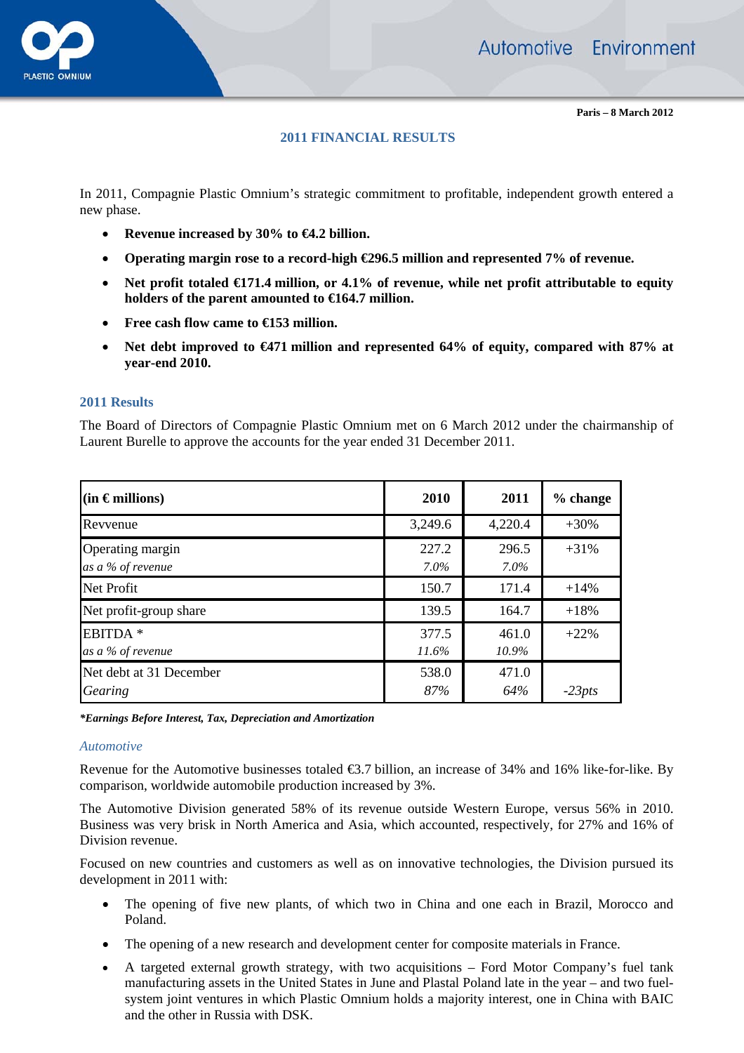Paris – 8 March 2012

## 2011 FINANCIAL RESULTS

In 2011, Compagnie Plastic Omnium's strategic commitment to profitable, independent growth entered a new phase.

- **Revenue increased by 30% to €4.2 billion.**
- **Operating margin rose to a record-high €296.5 million and represented 7% of revenue.**
- **Net profit totaled €171.4 million, or 4.1% of revenue, while net profit attributable to equity holders of the parent amounted to €164.7 million.**
- **Free cash flow came to €153 million.**
- **Net debt improved to €471 million and represented 64% of equity, compared with 87% at year-end 2010.**

### 2011 Results

The Board of Directors of Compagnie Plastic Omnium met on 6 March 2012 under the chairmanship of Laurent Burelle to approve the accounts for the year ended 31 December 2011.

| (in € millions) | 2010 | 2011 | % change |
|---|---|---|---|
| Revvenue | 3,249.6 | 4,220.4 | +30% |
| Operating margin<br>*as a % of revenue* | 227.2<br>*7.0%* | 296.5<br>*7.0%* | +31% |
| Net Profit | 150.7 | 171.4 | +14% |
| Net profit-group share | 139.5 | 164.7 | +18% |
| EBITDA *<br>*as a % of revenue* | 377.5<br>*11.6%* | 461.0<br>*10.9%* | +22% |
| Net debt at 31 December<br>*Gearing* | 538.0<br>*87%* | 471.0<br>*64%* | <br>*-23pts* |

***Earnings Before Interest, Tax, Depreciation and Amortization**

#### *Automotive*

Revenue for the Automotive businesses totaled €3.7 billion, an increase of 34% and 16% like-for-like. By comparison, worldwide automobile production increased by 3%.

The Automotive Division generated 58% of its revenue outside Western Europe, versus 56% in 2010. Business was very brisk in North America and Asia, which accounted, respectively, for 27% and 16% of Division revenue.

Focused on new countries and customers as well as on innovative technologies, the Division pursued its development in 2011 with:

- The opening of five new plants, of which two in China and one each in Brazil, Morocco and Poland.
- The opening of a new research and development center for composite materials in France.
- A targeted external growth strategy, with two acquisitions – Ford Motor Company's fuel tank manufacturing assets in the United States in June and Plastal Poland late in the year – and two fuel-system joint ventures in which Plastic Omnium holds a majority interest, one in China with BAIC and the other in Russia with DSK.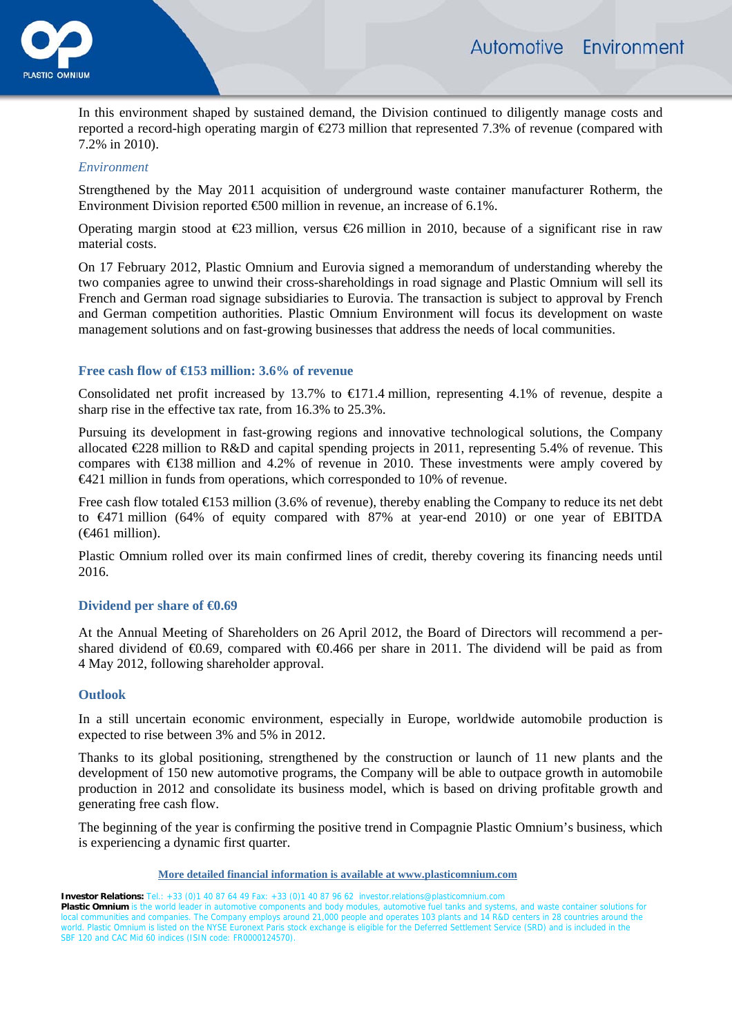In this environment shaped by sustained demand, the Division continued to diligently manage costs and reported a record-high operating margin of €273 million that represented 7.3% of revenue (compared with 7.2% in 2010).

*Environment*

Strengthened by the May 2011 acquisition of underground waste container manufacturer Rotherm, the Environment Division reported €500 million in revenue, an increase of 6.1%.

Operating margin stood at €23 million, versus €26 million in 2010, because of a significant rise in raw material costs.

On 17 February 2012, Plastic Omnium and Eurovia signed a memorandum of understanding whereby the two companies agree to unwind their cross-shareholdings in road signage and Plastic Omnium will sell its French and German road signage subsidiaries to Eurovia. The transaction is subject to approval by French and German competition authorities. Plastic Omnium Environment will focus its development on waste management solutions and on fast-growing businesses that address the needs of local communities.

### Free cash flow of €153 million: 3.6% of revenue

Consolidated net profit increased by 13.7% to €171.4 million, representing 4.1% of revenue, despite a sharp rise in the effective tax rate, from 16.3% to 25.3%.

Pursuing its development in fast-growing regions and innovative technological solutions, the Company allocated €228 million to R&D and capital spending projects in 2011, representing 5.4% of revenue. This compares with €138 million and 4.2% of revenue in 2010. These investments were amply covered by €421 million in funds from operations, which corresponded to 10% of revenue.

Free cash flow totaled €153 million (3.6% of revenue), thereby enabling the Company to reduce its net debt to €471 million (64% of equity compared with 87% at year-end 2010) or one year of EBITDA (€461 million).

Plastic Omnium rolled over its main confirmed lines of credit, thereby covering its financing needs until 2016.

### Dividend per share of €0.69

At the Annual Meeting of Shareholders on 26 April 2012, the Board of Directors will recommend a per-shared dividend of €0.69, compared with €0.466 per share in 2011. The dividend will be paid as from 4 May 2012, following shareholder approval.

### Outlook

In a still uncertain economic environment, especially in Europe, worldwide automobile production is expected to rise between 3% and 5% in 2012.

Thanks to its global positioning, strengthened by the construction or launch of 11 new plants and the development of 150 new automotive programs, the Company will be able to outpace growth in automobile production in 2012 and consolidate its business model, which is based on driving profitable growth and generating free cash flow.

The beginning of the year is confirming the positive trend in Compagnie Plastic Omnium's business, which is experiencing a dynamic first quarter.

**More detailed financial information is available at www.plasticomnium.com**

**Investor Relations:** Tel.: +33 (0)1 40 87 64 49 Fax: +33 (0)1 40 87 96 62 investor.relations@plasticomnium.com
**Plastic Omnium** is the world leader in automotive components and body modules, automotive fuel tanks and systems, and waste container solutions for local communities and companies. The Company employs around 21,000 people and operates 103 plants and 14 R&D centers in 28 countries around the world. Plastic Omnium is listed on the NYSE Euronext Paris stock exchange is eligible for the Deferred Settlement Service (SRD) and is included in the SBF 120 and CAC Mid 60 indices (ISIN code: FR0000124570).